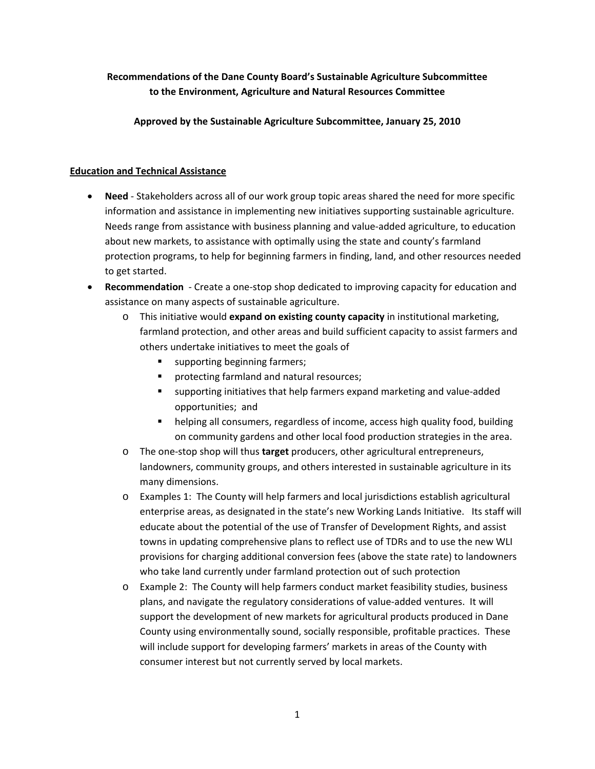**Recommendations of the Dane County Board's Sustainable Agriculture Subcommittee to the Environment, Agriculture and Natural Resources Committee**

**Approved by the Sustainable Agriculture Subcommittee, January 25, 2010**

## Education and Technical Assistance

- **Need** - Stakeholders across all of our work group topic areas shared the need for more specific information and assistance in implementing new initiatives supporting sustainable agriculture. Needs range from assistance with business planning and value-added agriculture, to education about new markets, to assistance with optimally using the state and county's farmland protection programs, to help for beginning farmers in finding, land, and other resources needed to get started.
- **Recommendation** - Create a one-stop shop dedicated to improving capacity for education and assistance on many aspects of sustainable agriculture.
  - This initiative would **expand on existing county capacity** in institutional marketing, farmland protection, and other areas and build sufficient capacity to assist farmers and others undertake initiatives to meet the goals of
    - supporting beginning farmers;
    - protecting farmland and natural resources;
    - supporting initiatives that help farmers expand marketing and value-added opportunities; and
    - helping all consumers, regardless of income, access high quality food, building on community gardens and other local food production strategies in the area.
  - The one-stop shop will thus **target** producers, other agricultural entrepreneurs, landowners, community groups, and others interested in sustainable agriculture in its many dimensions.
  - Examples 1: The County will help farmers and local jurisdictions establish agricultural enterprise areas, as designated in the state's new Working Lands Initiative. Its staff will educate about the potential of the use of Transfer of Development Rights, and assist towns in updating comprehensive plans to reflect use of TDRs and to use the new WLI provisions for charging additional conversion fees (above the state rate) to landowners who take land currently under farmland protection out of such protection
  - Example 2: The County will help farmers conduct market feasibility studies, business plans, and navigate the regulatory considerations of value-added ventures. It will support the development of new markets for agricultural products produced in Dane County using environmentally sound, socially responsible, profitable practices. These will include support for developing farmers' markets in areas of the County with consumer interest but not currently served by local markets.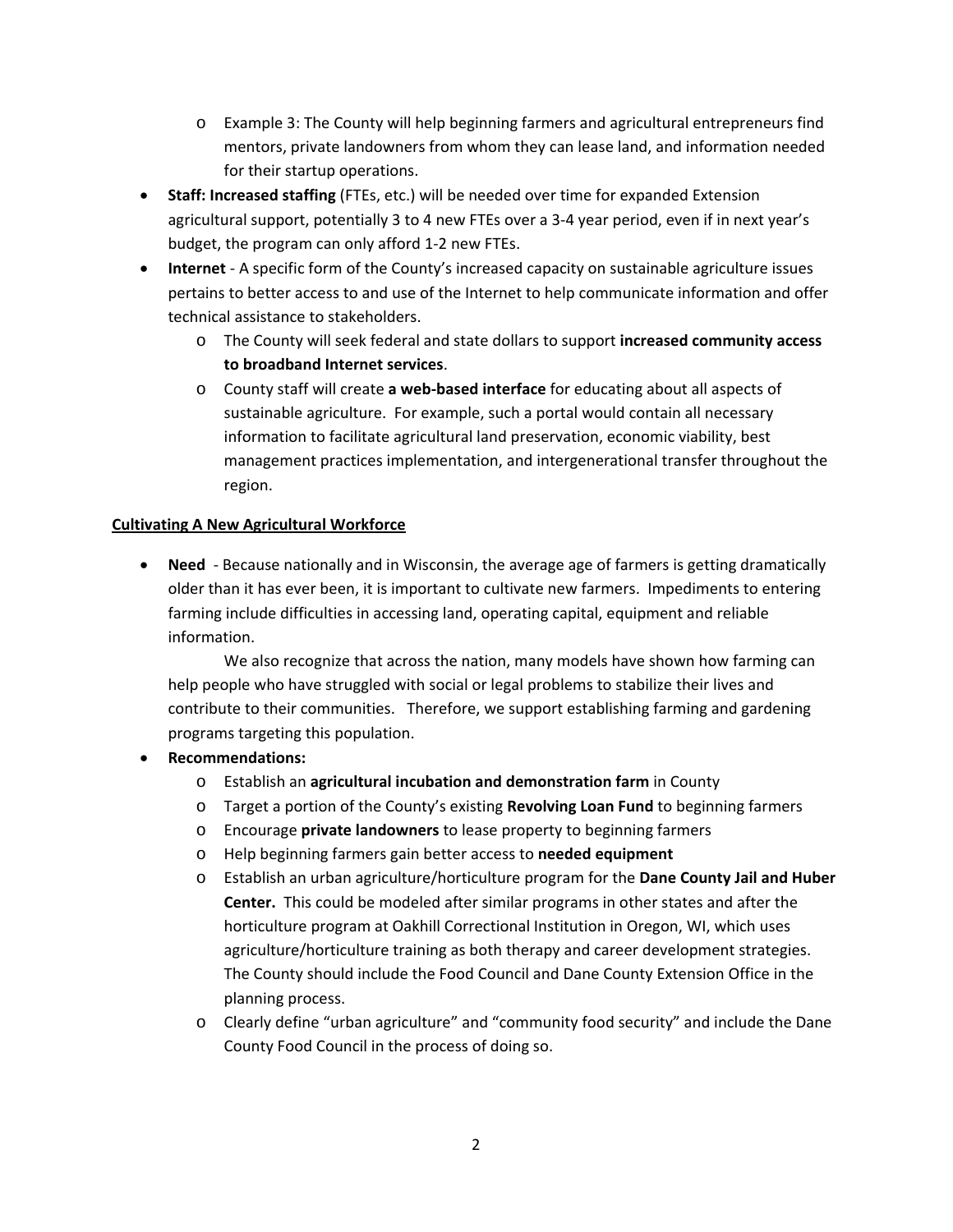- Example 3: The County will help beginning farmers and agricultural entrepreneurs find mentors, private landowners from whom they can lease land, and information needed for their startup operations.
- **Staff: Increased staffing** (FTEs, etc.) will be needed over time for expanded Extension agricultural support, potentially 3 to 4 new FTEs over a 3-4 year period, even if in next year's budget, the program can only afford 1-2 new FTEs.
- **Internet** - A specific form of the County's increased capacity on sustainable agriculture issues pertains to better access to and use of the Internet to help communicate information and offer technical assistance to stakeholders.
  - The County will seek federal and state dollars to support **increased community access to broadband Internet services**.
  - County staff will create **a web-based interface** for educating about all aspects of sustainable agriculture. For example, such a portal would contain all necessary information to facilitate agricultural land preservation, economic viability, best management practices implementation, and intergenerational transfer throughout the region.

<u>**Cultivating A New Agricultural Workforce**</u>

- **Need** - Because nationally and in Wisconsin, the average age of farmers is getting dramatically older than it has ever been, it is important to cultivate new farmers. Impediments to entering farming include difficulties in accessing land, operating capital, equipment and reliable information.

  We also recognize that across the nation, many models have shown how farming can help people who have struggled with social or legal problems to stabilize their lives and contribute to their communities. Therefore, we support establishing farming and gardening programs targeting this population.
- **Recommendations:**
  - Establish an **agricultural incubation and demonstration farm** in County
  - Target a portion of the County's existing **Revolving Loan Fund** to beginning farmers
  - Encourage **private landowners** to lease property to beginning farmers
  - Help beginning farmers gain better access to **needed equipment**
  - Establish an urban agriculture/horticulture program for the **Dane County Jail and Huber Center.** This could be modeled after similar programs in other states and after the horticulture program at Oakhill Correctional Institution in Oregon, WI, which uses agriculture/horticulture training as both therapy and career development strategies. The County should include the Food Council and Dane County Extension Office in the planning process.
  - Clearly define "urban agriculture" and "community food security" and include the Dane County Food Council in the process of doing so.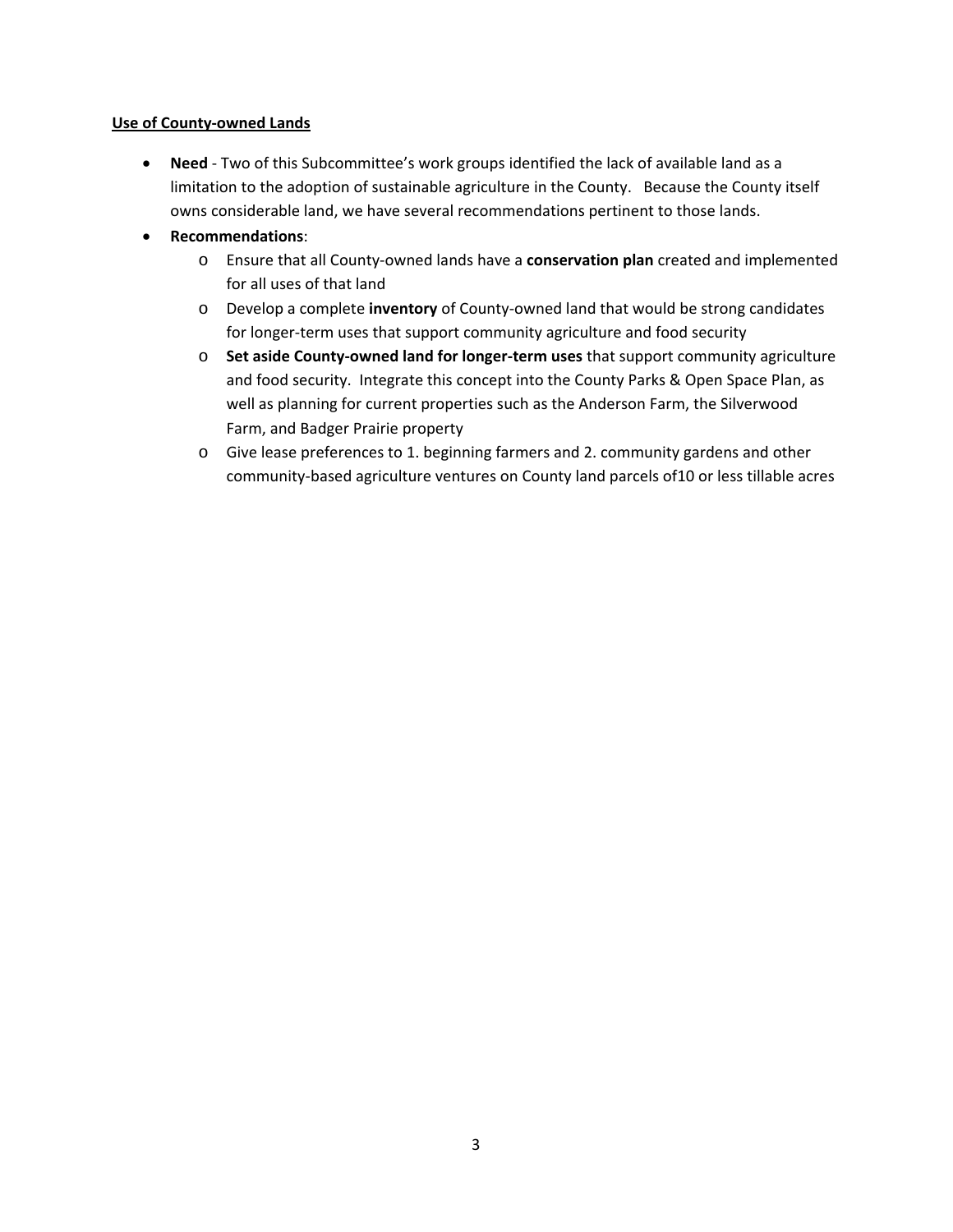**<u>Use of County-owned Lands</u>**

- **Need** - Two of this Subcommittee's work groups identified the lack of available land as a limitation to the adoption of sustainable agriculture in the County. Because the County itself owns considerable land, we have several recommendations pertinent to those lands.
- **Recommendations**:
    - Ensure that all County-owned lands have a **conservation plan** created and implemented for all uses of that land
    - Develop a complete **inventory** of County-owned land that would be strong candidates for longer-term uses that support community agriculture and food security
    - **Set aside County-owned land for longer-term uses** that support community agriculture and food security. Integrate this concept into the County Parks & Open Space Plan, as well as planning for current properties such as the Anderson Farm, the Silverwood Farm, and Badger Prairie property
    - Give lease preferences to 1. beginning farmers and 2. community gardens and other community-based agriculture ventures on County land parcels of10 or less tillable acres